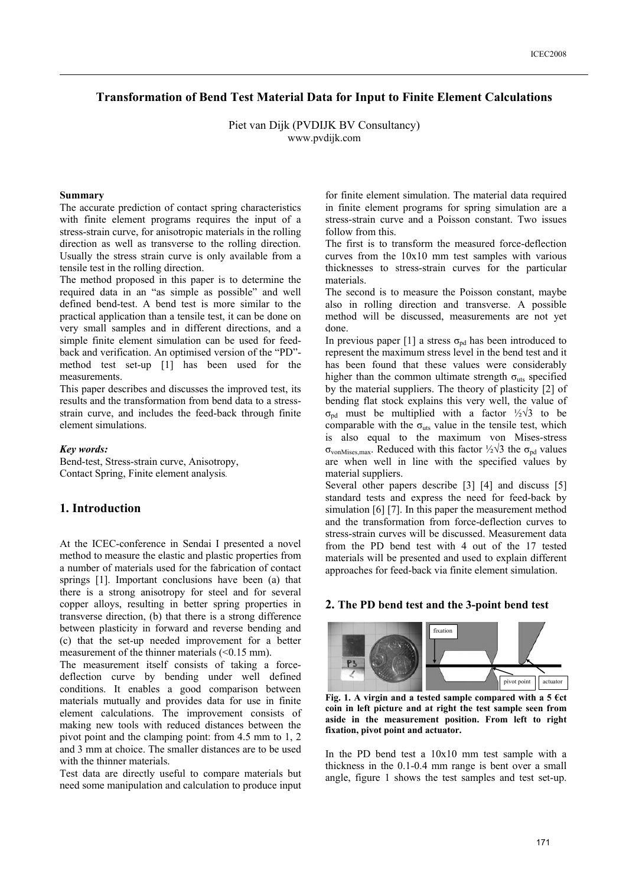# Transformation of Bend Test Material Data for Input to Finite Element Calculations

Piet van Dijk (PVDIJK BV Consultancy)
www.pvdijk.com

**Summary**

The accurate prediction of contact spring characteristics with finite element programs requires the input of a stress-strain curve, for anisotropic materials in the rolling direction as well as transverse to the rolling direction. Usually the stress strain curve is only available from a tensile test in the rolling direction.

The method proposed in this paper is to determine the required data in an "as simple as possible" and well defined bend-test. A bend test is more similar to the practical application than a tensile test, it can be done on very small samples and in different directions, and a simple finite element simulation can be used for feed-back and verification. An optimised version of the "PD"-method test set-up [1] has been used for the measurements.

This paper describes and discusses the improved test, its results and the transformation from bend data to a stress-strain curve, and includes the feed-back through finite element simulations.

***Key words:***

Bend-test, Stress-strain curve, Anisotropy, Contact Spring, Finite element analysis.

## 1. Introduction

At the ICEC-conference in Sendai I presented a novel method to measure the elastic and plastic properties from a number of materials used for the fabrication of contact springs [1]. Important conclusions have been (a) that there is a strong anisotropy for steel and for several copper alloys, resulting in better spring properties in transverse direction, (b) that there is a strong difference between plasticity in forward and reverse bending and (c) that the set-up needed improvement for a better measurement of the thinner materials (<0.15 mm).

The measurement itself consists of taking a force-deflection curve by bending under well defined conditions. It enables a good comparison between materials mutually and provides data for use in finite element calculations. The improvement consists of making new tools with reduced distances between the pivot point and the clamping point: from 4.5 mm to 1, 2 and 3 mm at choice. The smaller distances are to be used with the thinner materials.

Test data are directly useful to compare materials but need some manipulation and calculation to produce input for finite element simulation. The material data required in finite element programs for spring simulation are a stress-strain curve and a Poisson constant. Two issues follow from this.

The first is to transform the measured force-deflection curves from the 10x10 mm test samples with various thicknesses to stress-strain curves for the particular materials.

The second is to measure the Poisson constant, maybe also in rolling direction and transverse. A possible method will be discussed, measurements are not yet done.

In previous paper [1] a stress $\sigma_{pd}$ has been introduced to represent the maximum stress level in the bend test and it has been found that these values were considerably higher than the common ultimate strength $\sigma_{uts}$ specified by the material suppliers. The theory of plasticity [2] of bending flat stock explains this very well, the value of $\sigma_{pd}$ must be multiplied with a factor $\frac{1}{2}\sqrt{3}$ to be comparable with the $\sigma_{uts}$ value in the tensile test, which is also equal to the maximum von Mises-stress $\sigma_{vonMises,max}$. Reduced with this factor $\frac{1}{2}\sqrt{3}$ the $\sigma_{pd}$ values are when well in line with the specified values by material suppliers.

Several other papers describe [3] [4] and discuss [5] standard tests and express the need for feed-back by simulation [6] [7]. In this paper the measurement method and the transformation from force-deflection curves to stress-strain curves will be discussed. Measurement data from the PD bend test with 4 out of the 17 tested materials will be presented and used to explain different approaches for feed-back via finite element simulation.

## 2. The PD bend test and the 3-point bend test

**Fig. 1. A virgin and a tested sample compared with a 5 €ct coin in left picture and at right the test sample seen from aside in the measurement position. From left to right fixation, pivot point and actuator.**

In the PD bend test a 10x10 mm test sample with a thickness in the 0.1-0.4 mm range is bent over a small angle, figure 1 shows the test samples and test set-up.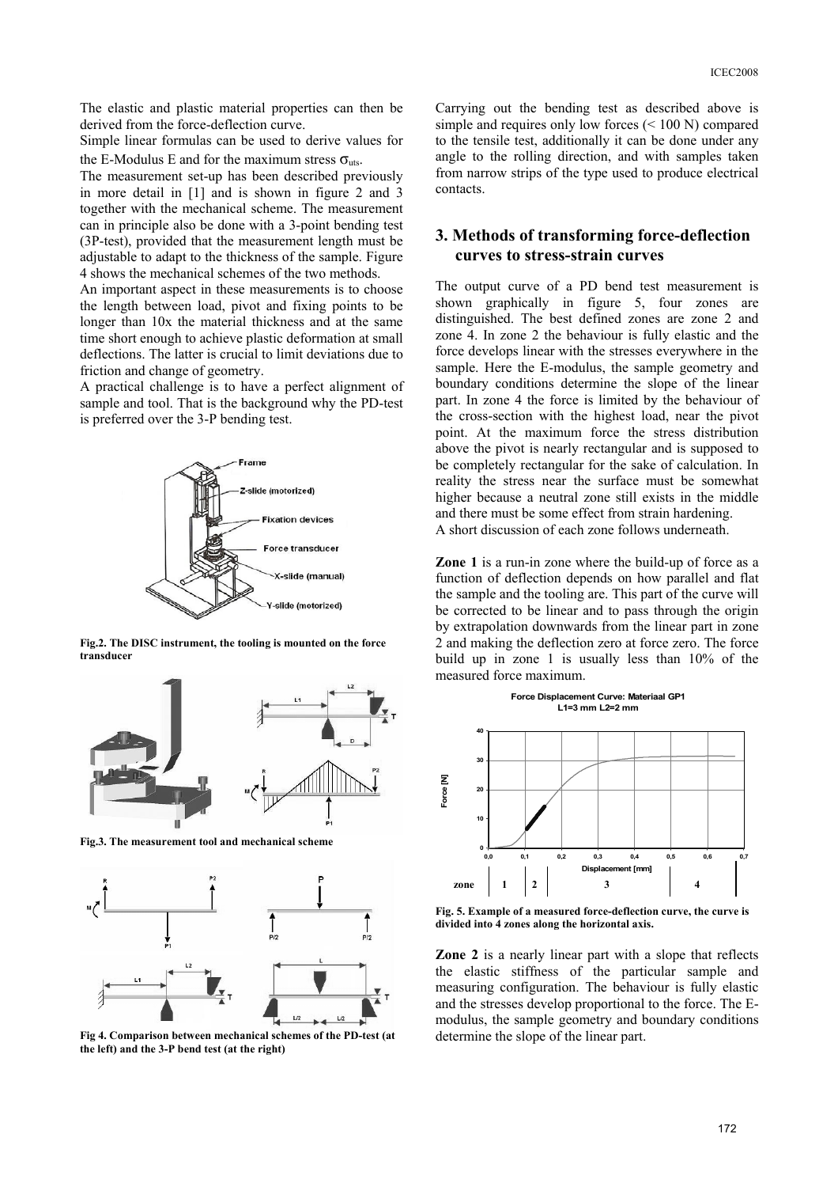The elastic and plastic material properties can then be derived from the force-deflection curve.

Simple linear formulas can be used to derive values for the E-Modulus E and for the maximum stress $\sigma_{uts}$.

The measurement set-up has been described previously in more detail in [1] and is shown in figure 2 and 3 together with the mechanical scheme. The measurement can in principle also be done with a 3-point bending test (3P-test), provided that the measurement length must be adjustable to adapt to the thickness of the sample. Figure 4 shows the mechanical schemes of the two methods.

An important aspect in these measurements is to choose the length between load, pivot and fixing points to be longer than 10x the material thickness and at the same time short enough to achieve plastic deformation at small deflections. The latter is crucial to limit deviations due to friction and change of geometry.

A practical challenge is to have a perfect alignment of sample and tool. That is the background why the PD-test is preferred over the 3-P bending test.

**Fig.2. The DISC instrument, the tooling is mounted on the force transducer**

**Fig.3. The measurement tool and mechanical scheme**

**Fig 4. Comparison between mechanical schemes of the PD-test (at the left) and the 3-P bend test (at the right)**

Carrying out the bending test as described above is simple and requires only low forces (< 100 N) compared to the tensile test, additionally it can be done under any angle to the rolling direction, and with samples taken from narrow strips of the type used to produce electrical contacts.

## 3. Methods of transforming force-deflection curves to stress-strain curves

The output curve of a PD bend test measurement is shown graphically in figure 5, four zones are distinguished. The best defined zones are zone 2 and zone 4. In zone 2 the behaviour is fully elastic and the force develops linear with the stresses everywhere in the sample. Here the E-modulus, the sample geometry and boundary conditions determine the slope of the linear part. In zone 4 the force is limited by the behaviour of the cross-section with the highest load, near the pivot point. At the maximum force the stress distribution above the pivot is nearly rectangular and is supposed to be completely rectangular for the sake of calculation. In reality the stress near the surface must be somewhat higher because a neutral zone still exists in the middle and there must be some effect from strain hardening.

A short discussion of each zone follows underneath.

**Zone 1** is a run-in zone where the build-up of force as a function of deflection depends on how parallel and flat the sample and the tooling are. This part of the curve will be corrected to be linear and to pass through the origin by extrapolation downwards from the linear part in zone 2 and making the deflection zero at force zero. The force build up in zone 1 is usually less than 10% of the measured force maximum.

**Fig. 5. Example of a measured force-deflection curve, the curve is divided into 4 zones along the horizontal axis.**

**Zone 2** is a nearly linear part with a slope that reflects the elastic stiffness of the particular sample and measuring configuration. The behaviour is fully elastic and the stresses develop proportional to the force. The E-modulus, the sample geometry and boundary conditions determine the slope of the linear part.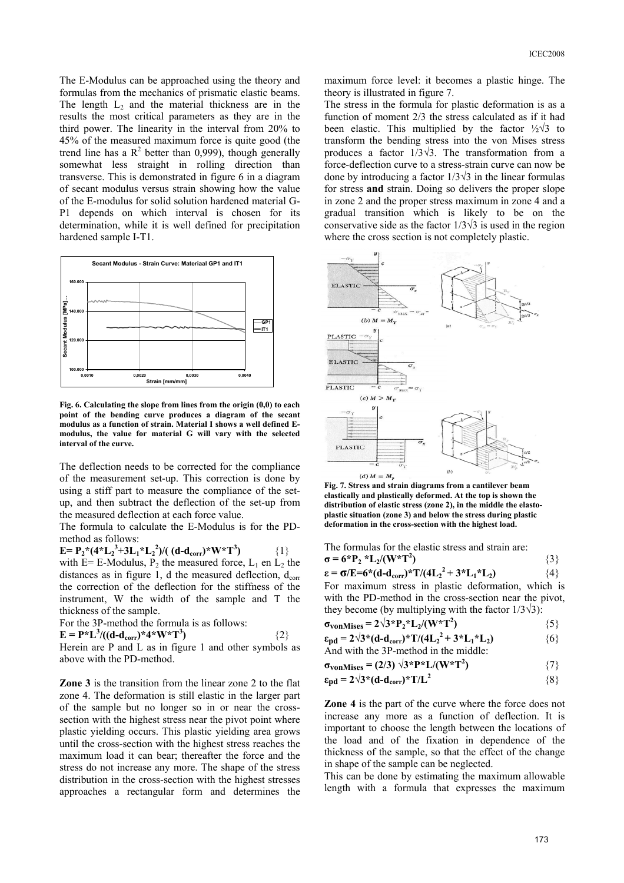The E-Modulus can be approached using the theory and formulas from the mechanics of prismatic elastic beams. The length $L_2$ and the material thickness are in the results the most critical parameters as they are in the third power. The linearity in the interval from 20% to 45% of the measured maximum force is quite good (the trend line has a $R^2$ better than 0,999), though generally somewhat less straight in rolling direction than transverse. This is demonstrated in figure 6 in a diagram of secant modulus versus strain showing how the value of the E-modulus for solid solution hardened material G-P1 depends on which interval is chosen for its determination, while it is well defined for precipitation hardened sample I-T1.

**Fig. 6. Calculating the slope from lines from the origin (0,0) to each point of the bending curve produces a diagram of the secant modulus as a function of strain. Material I shows a well defined E-modulus, the value for material G will vary with the selected interval of the curve.**

The deflection needs to be corrected for the compliance of the measurement set-up. This correction is done by using a stiff part to measure the compliance of the set-up, and then subtract the deflection of the set-up from the measured deflection at each force value.

The formula to calculate the E-Modulus is for the PD-method as follows:

$$E = P_2 * (4 * L_2^3 + 3 L_1 * L_2^2) / ((d - d_{corr}) * W * T^3) \quad \{1\}$$

with E= E-Modulus, $P_2$ the measured force, $L_1$ en $L_2$ the distances as in figure 1, d the measured deflection, $d_{corr}$ the correction of the deflection for the stiffness of the instrument, W the width of the sample and T the thickness of the sample.

For the 3P-method the formula is as follows:

$$E = P * L^3 / ((d - d_{corr}) * 4 * W * T^3) \quad \{2\}$$

Herein are P and L as in figure 1 and other symbols as above with the PD-method.

**Zone 3** is the transition from the linear zone 2 to the flat zone 4. The deformation is still elastic in the larger part of the sample but no longer so in or near the cross-section with the highest stress near the pivot point where plastic yielding occurs. This plastic yielding area grows until the cross-section with the highest stress reaches the maximum load it can bear; thereafter the force and the stress do not increase any more. The shape of the stress distribution in the cross-section with the highest stresses approaches a rectangular form and determines the maximum force level: it becomes a plastic hinge. The theory is illustrated in figure 7.

The stress in the formula for plastic deformation is as a function of moment 2/3 the stress calculated as if it had been elastic. This multiplied by the factor $\frac{1}{2}\sqrt{3}$ to transform the bending stress into the von Mises stress produces a factor $1/3\sqrt{3}$. The transformation from a force-deflection curve to a stress-strain curve can now be done by introducing a factor $1/3\sqrt{3}$ in the linear formulas for stress **and** strain. Doing so delivers the proper slope in zone 2 and the proper stress maximum in zone 4 and a gradual transition which is likely to be on the conservative side as the factor $1/3\sqrt{3}$ is used in the region where the cross section is not completely plastic.

**Fig. 7. Stress and strain diagrams from a cantilever beam elastically and plastically deformed. At the top is shown the distribution of elastic stress (zone 2), in the middle the elasto-plastic situation (zone 3) and below the stress during plastic deformation in the cross-section with the highest load.**

The formulas for the elastic stress and strain are:

$$\sigma = 6 * P_2 * L_2 / (W * T^2) \quad \{3\}$$

$$\varepsilon = \sigma / E = 6 * (d - d_{corr}) * T / (4 L_2^2 + 3 * L_1 * L_2) \quad \{4\}$$

For maximum stress in plastic deformation, which is with the PD-method in the cross-section near the pivot, they become (by multiplying with the factor $1/3\sqrt{3}$):

$$\sigma_{vonMises} = 2\sqrt{3} * P_2 * L_2 / (W * T^2) \quad \{5\}$$

$$\varepsilon_{pd} = 2\sqrt{3} * (d - d_{corr}) * T / (4 L_2^2 + 3 * L_1 * L_2) \quad \{6\}$$

And with the 3P-method in the middle:

$$\sigma_{vonMises} = (2/3)\sqrt{3} * P * L / (W * T^2) \quad \{7\}$$

$$\varepsilon_{pd} = 2\sqrt{3} * (d - d_{corr}) * T / L^2 \quad \{8\}$$

**Zone 4** is the part of the curve where the force does not increase any more as a function of deflection. It is important to choose the length between the locations of the load and of the fixation in dependence of the thickness of the sample, so that the effect of the change in shape of the sample can be neglected.

This can be done by estimating the maximum allowable length with a formula that expresses the maximum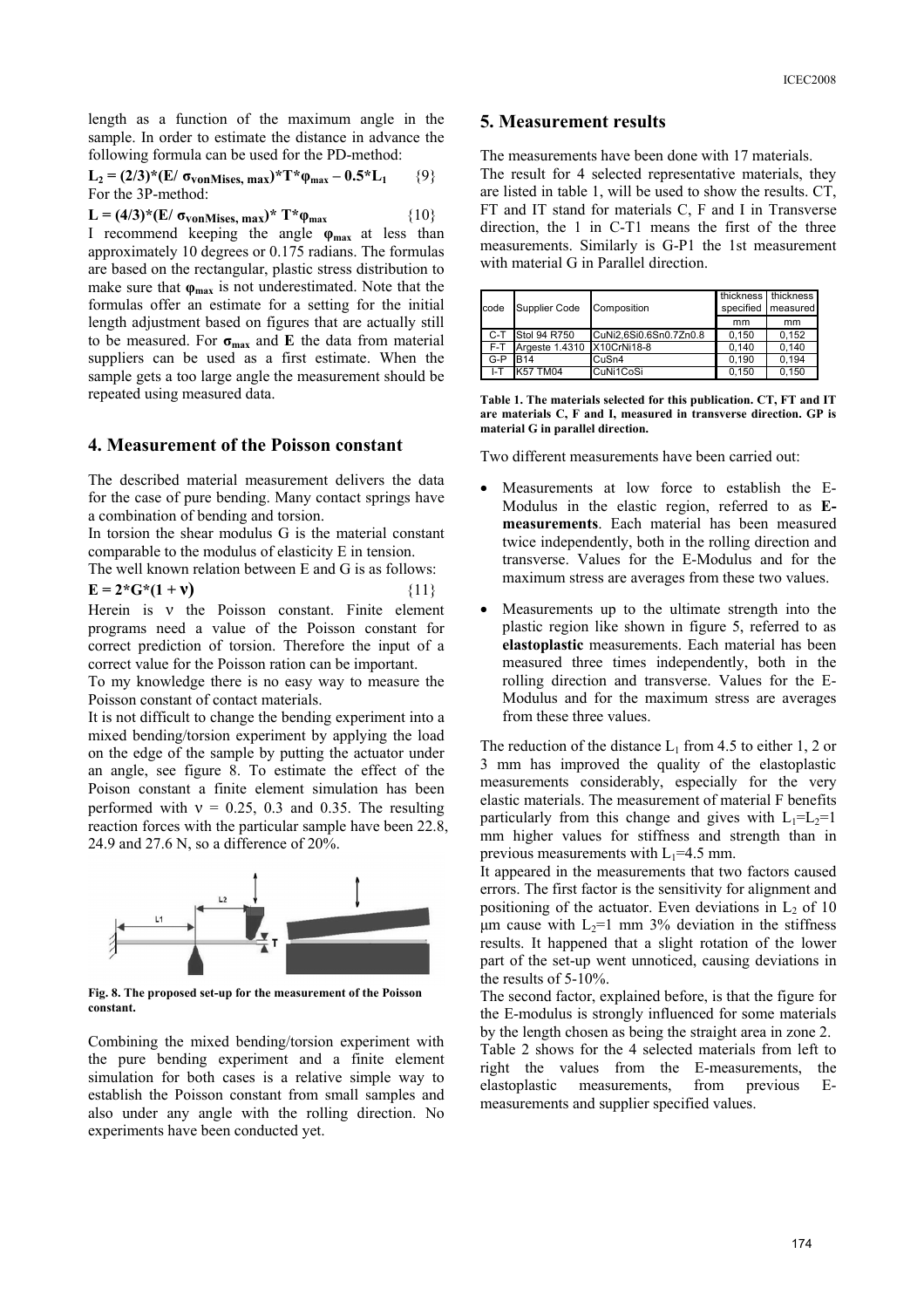length as a function of the maximum angle in the sample. In order to estimate the distance in advance the following formula can be used for the PD-method:

$$L_2 = (2/3)*(E/\sigma_{vonMises,\,max})*T*\varphi_{max} - 0.5*L_1 \qquad \{9\}$$

For the 3P-method:

$$L = (4/3)*(E/\sigma_{vonMises,\,max})*T*\varphi_{max} \qquad \{10\}$$

I recommend keeping the angle $\varphi_{max}$ at less than approximately 10 degrees or 0.175 radians. The formulas are based on the rectangular, plastic stress distribution to make sure that $\varphi_{max}$ is not underestimated. Note that the formulas offer an estimate for a setting for the initial length adjustment based on figures that are actually still to be measured. For $\sigma_{max}$ and **E** the data from material suppliers can be used as a first estimate. When the sample gets a too large angle the measurement should be repeated using measured data.

## 4. Measurement of the Poisson constant

The described material measurement delivers the data for the case of pure bending. Many contact springs have a combination of bending and torsion.

In torsion the shear modulus G is the material constant comparable to the modulus of elasticity E in tension.

The well known relation between E and G is as follows:

$$E = 2*G*(1 + \nu) \qquad \{11\}$$

Herein is $\nu$ the Poisson constant. Finite element programs need a value of the Poisson constant for correct prediction of torsion. Therefore the input of a correct value for the Poisson ration can be important.

To my knowledge there is no easy way to measure the Poisson constant of contact materials.

It is not difficult to change the bending experiment into a mixed bending/torsion experiment by applying the load on the edge of the sample by putting the actuator under an angle, see figure 8. To estimate the effect of the Poison constant a finite element simulation has been performed with $\nu$ = 0.25, 0.3 and 0.35. The resulting reaction forces with the particular sample have been 22.8, 24.9 and 27.6 N, so a difference of 20%.

**Fig. 8. The proposed set-up for the measurement of the Poisson constant.**

Combining the mixed bending/torsion experiment with the pure bending experiment and a finite element simulation for both cases is a relative simple way to establish the Poisson constant from small samples and also under any angle with the rolling direction. No experiments have been conducted yet.

## 5. Measurement results

The measurements have been done with 17 materials.

The result for 4 selected representative materials, they are listed in table 1, will be used to show the results. CT, FT and IT stand for materials C, F and I in Transverse direction, the 1 in C-T1 means the first of the three measurements. Similarly is G-P1 the 1st measurement with material G in Parallel direction.

| code | Supplier Code | Composition | thickness specified | thickness measured |
|---|---|---|---|---|
| | | | mm | mm |
| C-T | Stol 94 R750 | CuNi2,6Si0.6Sn0.7Zn0.8 | 0,150 | 0,152 |
| F-T | Argeste 1.4310 | X10CrNi18-8 | 0,140 | 0,140 |
| G-P | B14 | CuSn4 | 0,190 | 0,194 |
| I-T | K57 TM04 | CuNi1CoSi | 0,150 | 0,150 |

**Table 1. The materials selected for this publication. CT, FT and IT are materials C, F and I, measured in transverse direction. GP is material G in parallel direction.**

Two different measurements have been carried out:

- Measurements at low force to establish the E-Modulus in the elastic region, referred to as **E-measurements**. Each material has been measured twice independently, both in the rolling direction and transverse. Values for the E-Modulus and for the maximum stress are averages from these two values.
- Measurements up to the ultimate strength into the plastic region like shown in figure 5, referred to as **elastoplastic** measurements. Each material has been measured three times independently, both in the rolling direction and transverse. Values for the E-Modulus and for the maximum stress are averages from these three values.

The reduction of the distance $L_1$ from 4.5 to either 1, 2 or 3 mm has improved the quality of the elastoplastic measurements considerably, especially for the very elastic materials. The measurement of material F benefits particularly from this change and gives with $L_1$=$L_2$=1 mm higher values for stiffness and strength than in previous measurements with $L_1$=4.5 mm.

It appeared in the measurements that two factors caused errors. The first factor is the sensitivity for alignment and positioning of the actuator. Even deviations in $L_2$ of 10 µm cause with $L_2$=1 mm 3% deviation in the stiffness results. It happened that a slight rotation of the lower part of the set-up went unnoticed, causing deviations in the results of 5-10%.

The second factor, explained before, is that the figure for the E-modulus is strongly influenced for some materials by the length chosen as being the straight area in zone 2.

Table 2 shows for the 4 selected materials from left to right the values from the E-measurements, the elastoplastic measurements, from previous E-measurements and supplier specified values.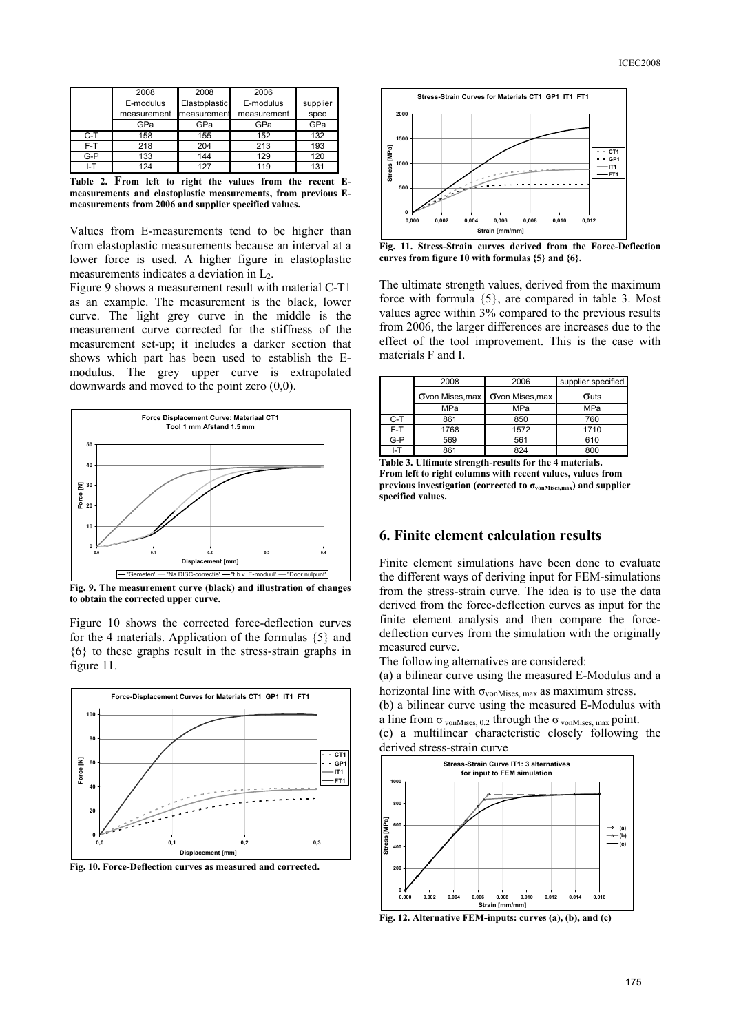|  | 2008 | 2008 | 2006 |  |
|---|---|---|---|---|
|  | E-modulus measurement | Elastoplastic measurement | E-modulus measurement | supplier spec |
|  | GPa | GPa | GPa | GPa |
| C-T | 158 | 155 | 152 | 132 |
| F-T | 218 | 204 | 213 | 193 |
| G-P | 133 | 144 | 129 | 120 |
| I-T | 124 | 127 | 119 | 131 |

**Table 2. From left to right the values from the recent E-measurements and elastoplastic measurements, from previous E-measurements from 2006 and supplier specified values.**

Values from E-measurements tend to be higher than from elastoplastic measurements because an interval at a lower force is used. A higher figure in elastoplastic measurements indicates a deviation in $L_2$.

Figure 9 shows a measurement result with material C-T1 as an example. The measurement is the black, lower curve. The light grey curve in the middle is the measurement curve corrected for the stiffness of the measurement set-up; it includes a darker section that shows which part has been used to establish the E-modulus. The grey upper curve is extrapolated downwards and moved to the point zero (0,0).

**Fig. 9. The measurement curve (black) and illustration of changes to obtain the corrected upper curve.**

Figure 10 shows the corrected force-deflection curves for the 4 materials. Application of the formulas {5} and {6} to these graphs result in the stress-strain graphs in figure 11.

**Fig. 10. Force-Deflection curves as measured and corrected.**

**Fig. 11. Stress-Strain curves derived from the Force-Deflection curves from figure 10 with formulas {5} and {6}.**

The ultimate strength values, derived from the maximum force with formula {5}, are compared in table 3. Most values agree within 3% compared to the previous results from 2006, the larger differences are increases due to the effect of the tool improvement. This is the case with materials F and I.

|  | 2008 | 2006 | supplier specified |
|---|---|---|---|
|  | $\sigma$von Mises,max | $\sigma$von Mises,max | $\sigma$uts |
|  | MPa | MPa | MPa |
| C-T | 861 | 850 | 760 |
| F-T | 1768 | 1572 | 1710 |
| G-P | 569 | 561 | 610 |
| I-T | 861 | 824 | 800 |

**Table 3. Ultimate strength-results for the 4 materials. From left to right columns with recent values, values from previous investigation (corrected to $\sigma_{vonMises,max}$) and supplier specified values.**

## 6. Finite element calculation results

Finite element simulations have been done to evaluate the different ways of deriving input for FEM-simulations from the stress-strain curve. The idea is to use the data derived from the force-deflection curves as input for the finite element analysis and then compare the force-deflection curves from the simulation with the originally measured curve.

The following alternatives are considered:

(a) a bilinear curve using the measured E-Modulus and a horizontal line with $\sigma_{vonMises,\ max}$ as maximum stress.

(b) a bilinear curve using the measured E-Modulus with a line from $\sigma_{vonMises,\ 0.2}$ through the $\sigma_{vonMises,\ max}$ point.

(c) a multilinear characteristic closely following the derived stress-strain curve

**Fig. 12. Alternative FEM-inputs: curves (a), (b), and (c)**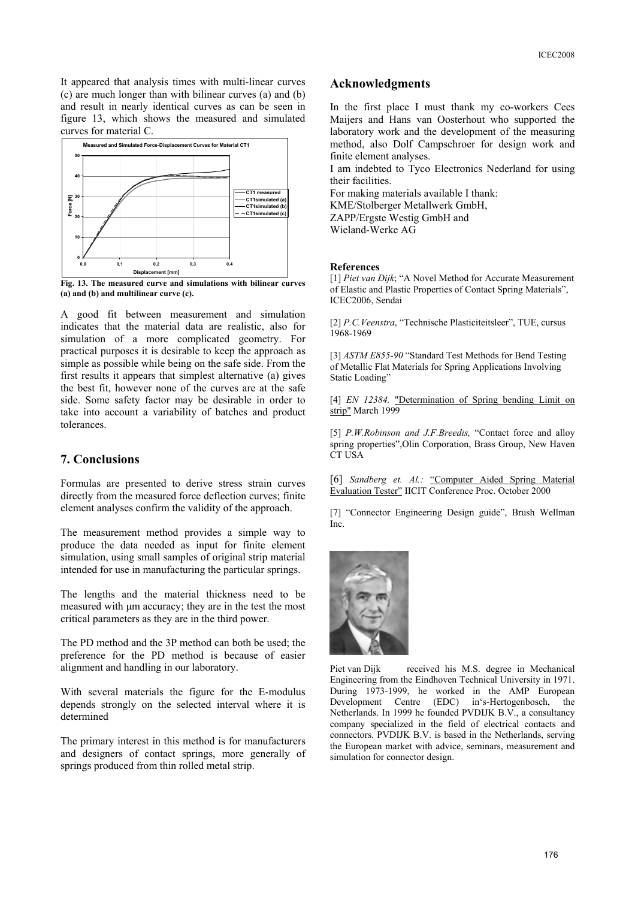It appeared that analysis times with multi-linear curves (c) are much longer than with bilinear curves (a) and (b) and result in nearly identical curves as can be seen in figure 13, which shows the measured and simulated curves for material C.

Measured and Simulated Force-Displacement Curves for Material CT1

Force [N]

50
40
30
20
10
0

0,0
0,1
0,2
0,3
0,4

Displacement [mm]

CT1 measured
CT1simulated (a)
CT1simulated (b)
CT1simulated (c)

**Fig. 13. The measured curve and simulations with bilinear curves (a) and (b) and multilinear curve (c).**

A good fit between measurement and simulation indicates that the material data are realistic, also for simulation of a more complicated geometry. For practical purposes it is desirable to keep the approach as simple as possible while being on the safe side. From the first results it appears that simplest alternative (a) gives the best fit, however none of the curves are at the safe side. Some safety factor may be desirable in order to take into account a variability of batches and product tolerances.

## 7. Conclusions

Formulas are presented to derive stress strain curves directly from the measured force deflection curves; finite element analyses confirm the validity of the approach.

The measurement method provides a simple way to produce the data needed as input for finite element simulation, using small samples of original strip material intended for use in manufacturing the particular springs.

The lengths and the material thickness need to be measured with µm accuracy; they are in the test the most critical parameters as they are in the third power.

The PD method and the 3P method can both be used; the preference for the PD method is because of easier alignment and handling in our laboratory.

With several materials the figure for the E-modulus depends strongly on the selected interval where it is determined

The primary interest in this method is for manufacturers and designers of contact springs, more generally of springs produced from thin rolled metal strip.

## Acknowledgments

In the first place I must thank my co-workers Cees Maijers and Hans van Oosterhout who supported the laboratory work and the development of the measuring method, also Dolf Campschroer for design work and finite element analyses.
I am indebted to Tyco Electronics Nederland for using their facilities.
For making materials available I thank:
KME/Stolberger Metallwerk GmbH,
ZAPP/Ergste Westig GmbH and
Wieland-Werke AG

### References

[1] *Piet van Dijk*; "A Novel Method for Accurate Measurement of Elastic and Plastic Properties of Contact Spring Materials", ICEC2006, Sendai

[2] *P.C.Veenstra*, "Technische Plasticiteitsleer", TUE, cursus 1968-1969

[3] *ASTM E855-90* "Standard Test Methods for Bend Testing of Metallic Flat Materials for Spring Applications Involving Static Loading"

[4] *EN 12384.* "Determination of Spring bending Limit on strip" March 1999

[5] *P.W.Robinson and J.F.Breedis,* "Contact force and alloy spring properties",Olin Corporation, Brass Group, New Haven CT USA

[6] *Sandberg et. Al.:* "Computer Aided Spring Material Evaluation Tester" IICIT Conference Proc. October 2000

[7] "Connector Engineering Design guide", Brush Wellman Inc.

Piet van Dijk received his M.S. degree in Mechanical Engineering from the Eindhoven Technical University in 1971. During 1973-1999, he worked in the AMP European Development Centre (EDC) in's-Hertogenbosch, the Netherlands. In 1999 he founded PVDIJK B.V., a consultancy company specialized in the field of electrical contacts and connectors. PVDIJK B.V. is based in the Netherlands, serving the European market with advice, seminars, measurement and simulation for connector design.